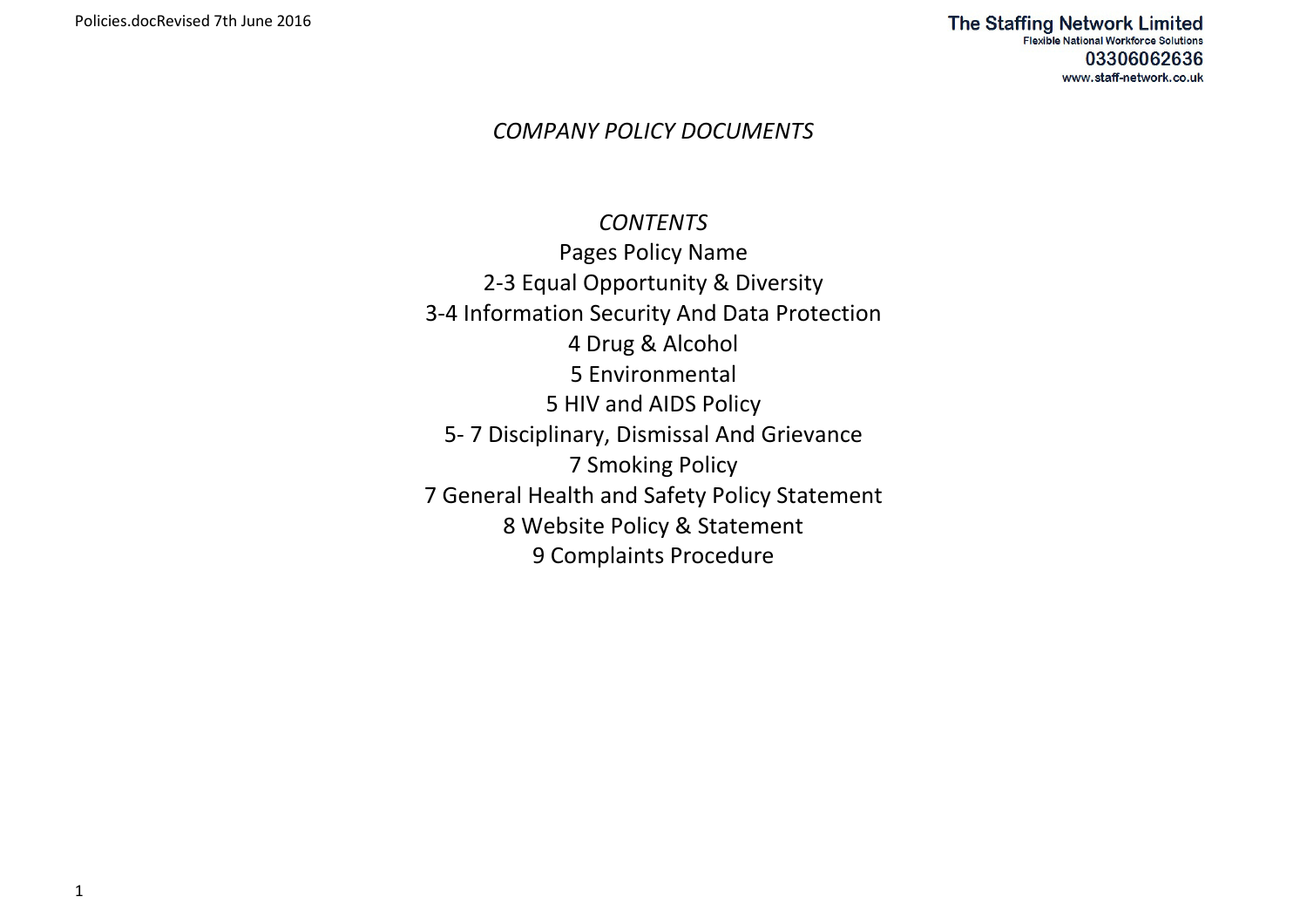# *COMPANY POLICY DOCUMENTS*

## *CONTENTS*

| Pages | Policy Name |
| --- | --- |
| 2-3 | Equal Opportunity & Diversity |
| 3-4 | Information Security And Data Protection |
| 4 | Drug & Alcohol |
| 5 | Environmental |
| 5 | HIV and AIDS Policy |
| 5- 7 | Disciplinary, Dismissal And Grievance |
| 7 | Smoking Policy |
| 7 | General Health and Safety Policy Statement |
| 8 | Website Policy & Statement |
| 9 | Complaints Procedure |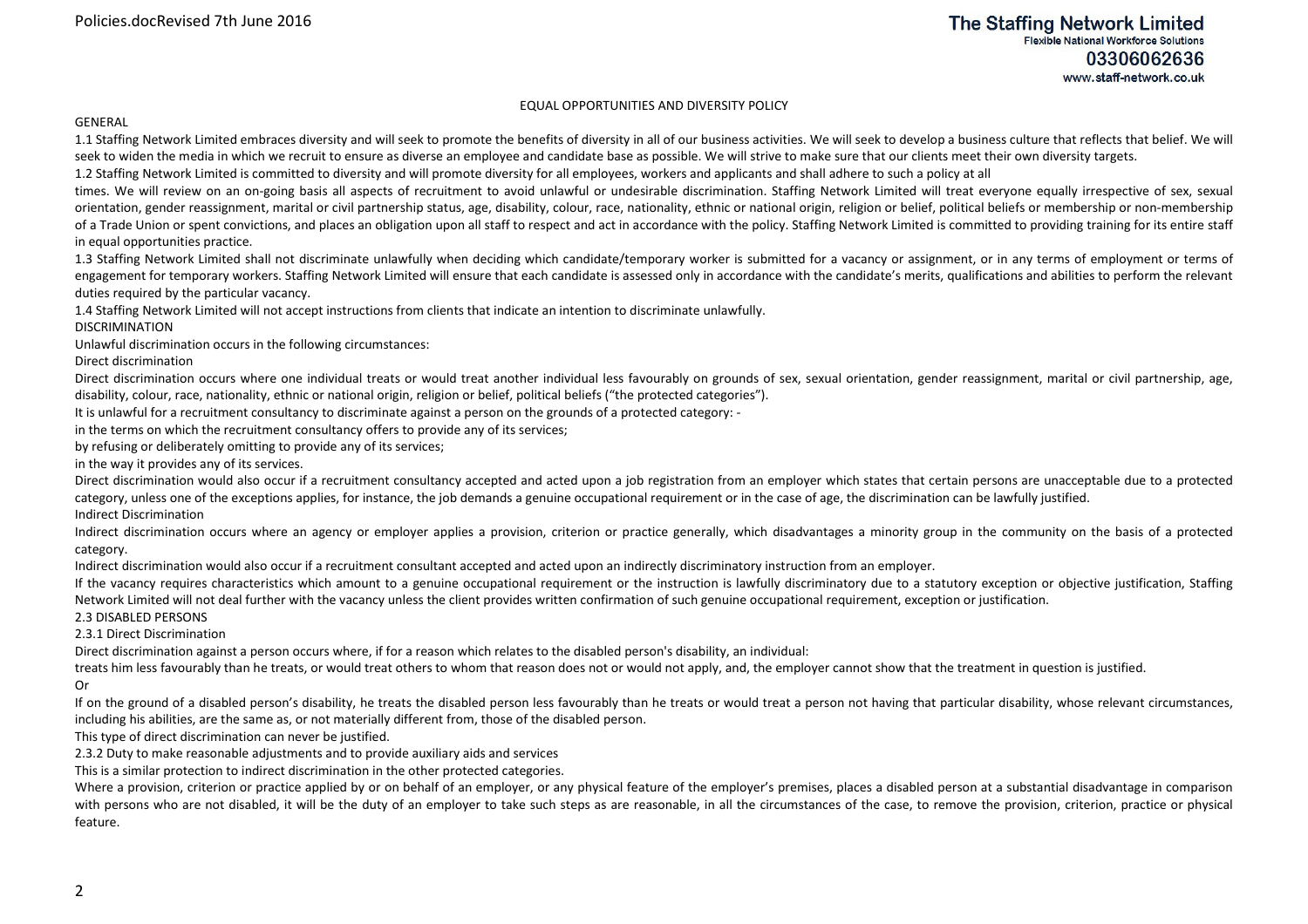# EQUAL OPPORTUNITIES AND DIVERSITY POLICY

## GENERAL

1.1 Staffing Network Limited embraces diversity and will seek to promote the benefits of diversity in all of our business activities. We will seek to develop a business culture that reflects that belief. We will seek to widen the media in which we recruit to ensure as diverse an employee and candidate base as possible. We will strive to make sure that our clients meet their own diversity targets.

1.2 Staffing Network Limited is committed to diversity and will promote diversity for all employees, workers and applicants and shall adhere to such a policy at all times. We will review on an on-going basis all aspects of recruitment to avoid unlawful or undesirable discrimination. Staffing Network Limited will treat everyone equally irrespective of sex, sexual orientation, gender reassignment, marital or civil partnership status, age, disability, colour, race, nationality, ethnic or national origin, religion or belief, political beliefs or membership or non-membership of a Trade Union or spent convictions, and places an obligation upon all staff to respect and act in accordance with the policy. Staffing Network Limited is committed to providing training for its entire staff in equal opportunities practice.

1.3 Staffing Network Limited shall not discriminate unlawfully when deciding which candidate/temporary worker is submitted for a vacancy or assignment, or in any terms of employment or terms of engagement for temporary workers. Staffing Network Limited will ensure that each candidate is assessed only in accordance with the candidate's merits, qualifications and abilities to perform the relevant duties required by the particular vacancy.

1.4 Staffing Network Limited will not accept instructions from clients that indicate an intention to discriminate unlawfully.

## DISCRIMINATION

Unlawful discrimination occurs in the following circumstances:

### Direct discrimination

Direct discrimination occurs where one individual treats or would treat another individual less favourably on grounds of sex, sexual orientation, gender reassignment, marital or civil partnership, age, disability, colour, race, nationality, ethnic or national origin, religion or belief, political beliefs ("the protected categories").

It is unlawful for a recruitment consultancy to discriminate against a person on the grounds of a protected category: -

in the terms on which the recruitment consultancy offers to provide any of its services;

by refusing or deliberately omitting to provide any of its services;

in the way it provides any of its services.

Direct discrimination would also occur if a recruitment consultancy accepted and acted upon a job registration from an employer which states that certain persons are unacceptable due to a protected category, unless one of the exceptions applies, for instance, the job demands a genuine occupational requirement or in the case of age, the discrimination can be lawfully justified.

### Indirect Discrimination

Indirect discrimination occurs where an agency or employer applies a provision, criterion or practice generally, which disadvantages a minority group in the community on the basis of a protected category.

Indirect discrimination would also occur if a recruitment consultant accepted and acted upon an indirectly discriminatory instruction from an employer.

If the vacancy requires characteristics which amount to a genuine occupational requirement or the instruction is lawfully discriminatory due to a statutory exception or objective justification, Staffing Network Limited will not deal further with the vacancy unless the client provides written confirmation of such genuine occupational requirement, exception or justification.

## 2.3 DISABLED PERSONS

### 2.3.1 Direct Discrimination

Direct discrimination against a person occurs where, if for a reason which relates to the disabled person's disability, an individual:

treats him less favourably than he treats, or would treat others to whom that reason does not or would not apply, and, the employer cannot show that the treatment in question is justified.

Or

If on the ground of a disabled person's disability, he treats the disabled person less favourably than he treats or would treat a person not having that particular disability, whose relevant circumstances, including his abilities, are the same as, or not materially different from, those of the disabled person.

This type of direct discrimination can never be justified.

### 2.3.2 Duty to make reasonable adjustments and to provide auxiliary aids and services

This is a similar protection to indirect discrimination in the other protected categories.

Where a provision, criterion or practice applied by or on behalf of an employer, or any physical feature of the employer's premises, places a disabled person at a substantial disadvantage in comparison with persons who are not disabled, it will be the duty of an employer to take such steps as are reasonable, in all the circumstances of the case, to remove the provision, criterion, practice or physical feature.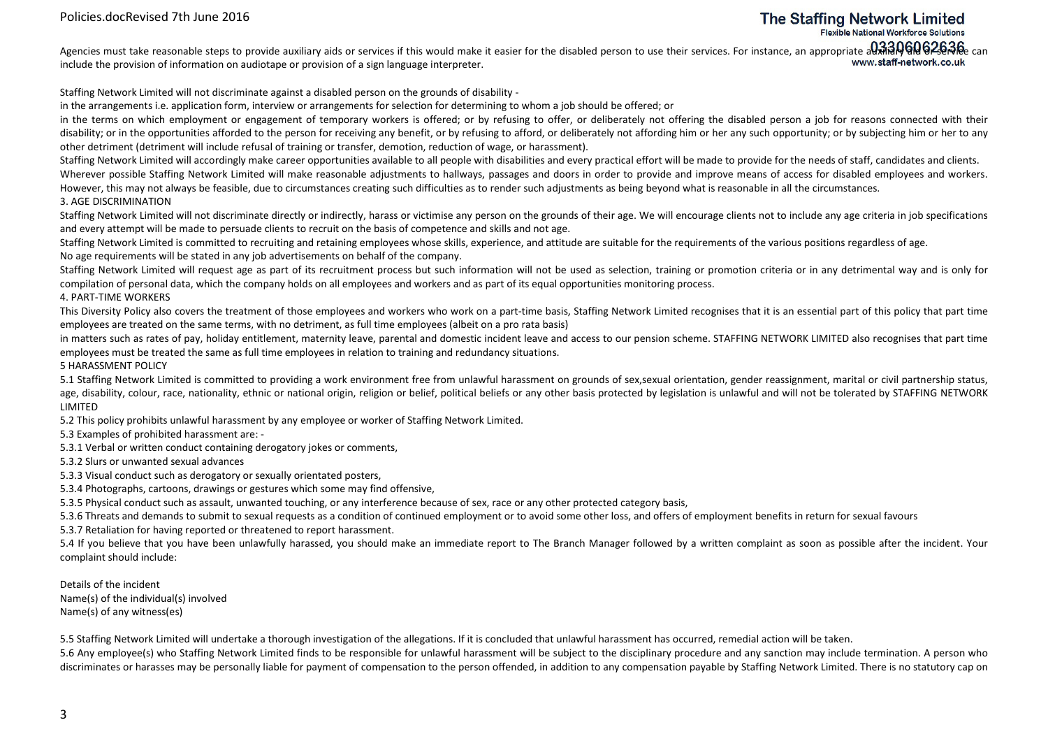Agencies must take reasonable steps to provide auxiliary aids or services if this would make it easier for the disabled person to use their services. For instance, an appropriate auxiliary aid or service can include the provision of information on audiotape or provision of a sign language interpreter.

Staffing Network Limited will not discriminate against a disabled person on the grounds of disability -

in the arrangements i.e. application form, interview or arrangements for selection for determining to whom a job should be offered; or

in the terms on which employment or engagement of temporary workers is offered; or by refusing to offer, or deliberately not offering the disabled person a job for reasons connected with their disability; or in the opportunities afforded to the person for receiving any benefit, or by refusing to afford, or deliberately not affording him or her any such opportunity; or by subjecting him or her to any other detriment (detriment will include refusal of training or transfer, demotion, reduction of wage, or harassment).

Staffing Network Limited will accordingly make career opportunities available to all people with disabilities and every practical effort will be made to provide for the needs of staff, candidates and clients.

Wherever possible Staffing Network Limited will make reasonable adjustments to hallways, passages and doors in order to provide and improve means of access for disabled employees and workers. However, this may not always be feasible, due to circumstances creating such difficulties as to render such adjustments as being beyond what is reasonable in all the circumstances.

## 3. AGE DISCRIMINATION

Staffing Network Limited will not discriminate directly or indirectly, harass or victimise any person on the grounds of their age. We will encourage clients not to include any age criteria in job specifications and every attempt will be made to persuade clients to recruit on the basis of competence and skills and not age.

Staffing Network Limited is committed to recruiting and retaining employees whose skills, experience, and attitude are suitable for the requirements of the various positions regardless of age.

No age requirements will be stated in any job advertisements on behalf of the company.

Staffing Network Limited will request age as part of its recruitment process but such information will not be used as selection, training or promotion criteria or in any detrimental way and is only for compilation of personal data, which the company holds on all employees and workers and as part of its equal opportunities monitoring process.

## 4. PART-TIME WORKERS

This Diversity Policy also covers the treatment of those employees and workers who work on a part-time basis, Staffing Network Limited recognises that it is an essential part of this policy that part time employees are treated on the same terms, with no detriment, as full time employees (albeit on a pro rata basis)

in matters such as rates of pay, holiday entitlement, maternity leave, parental and domestic incident leave and access to our pension scheme. STAFFING NETWORK LIMITED also recognises that part time employees must be treated the same as full time employees in relation to training and redundancy situations.

## 5 HARASSMENT POLICY

5.1 Staffing Network Limited is committed to providing a work environment free from unlawful harassment on grounds of sex,sexual orientation, gender reassignment, marital or civil partnership status, age, disability, colour, race, nationality, ethnic or national origin, religion or belief, political beliefs or any other basis protected by legislation is unlawful and will not be tolerated by STAFFING NETWORK LIMITED

5.2 This policy prohibits unlawful harassment by any employee or worker of Staffing Network Limited.

5.3 Examples of prohibited harassment are: -

5.3.1 Verbal or written conduct containing derogatory jokes or comments,

5.3.2 Slurs or unwanted sexual advances

5.3.3 Visual conduct such as derogatory or sexually orientated posters,

5.3.4 Photographs, cartoons, drawings or gestures which some may find offensive,

5.3.5 Physical conduct such as assault, unwanted touching, or any interference because of sex, race or any other protected category basis,

5.3.6 Threats and demands to submit to sexual requests as a condition of continued employment or to avoid some other loss, and offers of employment benefits in return for sexual favours

5.3.7 Retaliation for having reported or threatened to report harassment.

5.4 If you believe that you have been unlawfully harassed, you should make an immediate report to The Branch Manager followed by a written complaint as soon as possible after the incident. Your complaint should include:

Details of the incident
Name(s) of the individual(s) involved
Name(s) of any witness(es)

5.5 Staffing Network Limited will undertake a thorough investigation of the allegations. If it is concluded that unlawful harassment has occurred, remedial action will be taken.

5.6 Any employee(s) who Staffing Network Limited finds to be responsible for unlawful harassment will be subject to the disciplinary procedure and any sanction may include termination. A person who discriminates or harasses may be personally liable for payment of compensation to the person offended, in addition to any compensation payable by Staffing Network Limited. There is no statutory cap on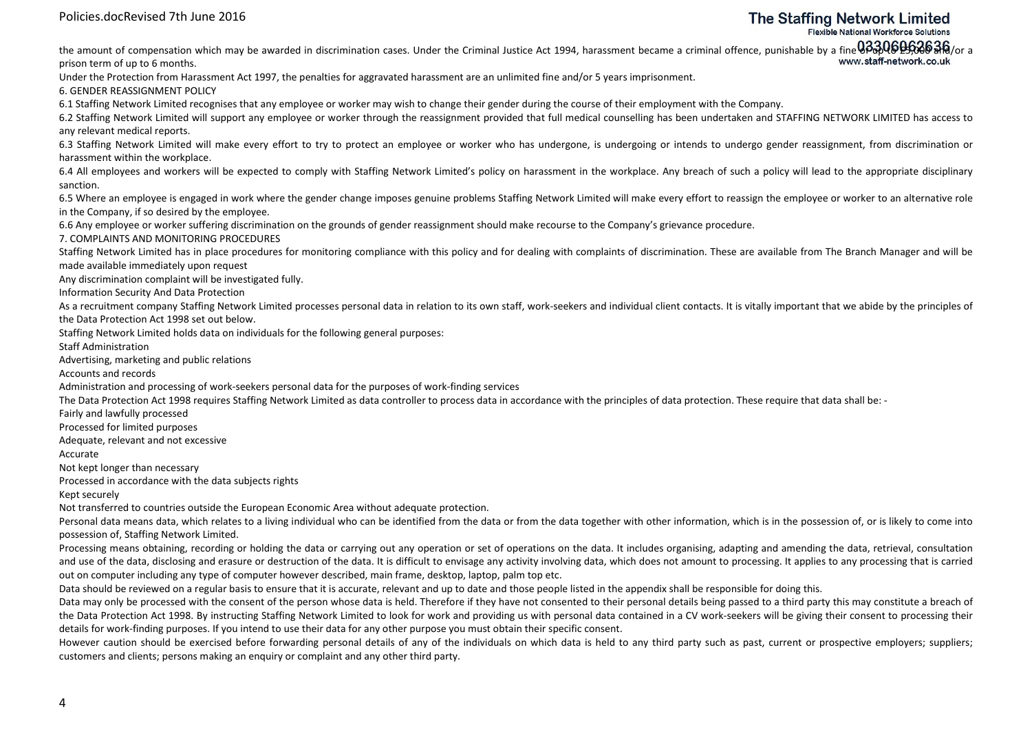the amount of compensation which may be awarded in discrimination cases. Under the Criminal Justice Act 1994, harassment became a criminal offence, punishable by a fine of up to £5,000 and/or a prison term of up to 6 months.

Under the Protection from Harassment Act 1997, the penalties for aggravated harassment are an unlimited fine and/or 5 years imprisonment.

## 6. GENDER REASSIGNMENT POLICY

6.1 Staffing Network Limited recognises that any employee or worker may wish to change their gender during the course of their employment with the Company.

6.2 Staffing Network Limited will support any employee or worker through the reassignment provided that full medical counselling has been undertaken and STAFFING NETWORK LIMITED has access to any relevant medical reports.

6.3 Staffing Network Limited will make every effort to try to protect an employee or worker who has undergone, is undergoing or intends to undergo gender reassignment, from discrimination or harassment within the workplace.

6.4 All employees and workers will be expected to comply with Staffing Network Limited's policy on harassment in the workplace. Any breach of such a policy will lead to the appropriate disciplinary sanction.

6.5 Where an employee is engaged in work where the gender change imposes genuine problems Staffing Network Limited will make every effort to reassign the employee or worker to an alternative role in the Company, if so desired by the employee.

6.6 Any employee or worker suffering discrimination on the grounds of gender reassignment should make recourse to the Company's grievance procedure.

## 7. COMPLAINTS AND MONITORING PROCEDURES

Staffing Network Limited has in place procedures for monitoring compliance with this policy and for dealing with complaints of discrimination. These are available from The Branch Manager and will be made available immediately upon request

Any discrimination complaint will be investigated fully.

## Information Security And Data Protection

As a recruitment company Staffing Network Limited processes personal data in relation to its own staff, work-seekers and individual client contacts. It is vitally important that we abide by the principles of the Data Protection Act 1998 set out below.

Staffing Network Limited holds data on individuals for the following general purposes:

Staff Administration

Advertising, marketing and public relations

Accounts and records

Administration and processing of work-seekers personal data for the purposes of work-finding services

The Data Protection Act 1998 requires Staffing Network Limited as data controller to process data in accordance with the principles of data protection. These require that data shall be: -

Fairly and lawfully processed

Processed for limited purposes

Adequate, relevant and not excessive

Accurate

Not kept longer than necessary

Processed in accordance with the data subjects rights

Kept securely

Not transferred to countries outside the European Economic Area without adequate protection.

Personal data means data, which relates to a living individual who can be identified from the data or from the data together with other information, which is in the possession of, or is likely to come into possession of, Staffing Network Limited.

Processing means obtaining, recording or holding the data or carrying out any operation or set of operations on the data. It includes organising, adapting and amending the data, retrieval, consultation and use of the data, disclosing and erasure or destruction of the data. It is difficult to envisage any activity involving data, which does not amount to processing. It applies to any processing that is carried out on computer including any type of computer however described, main frame, desktop, laptop, palm top etc.

Data should be reviewed on a regular basis to ensure that it is accurate, relevant and up to date and those people listed in the appendix shall be responsible for doing this.

Data may only be processed with the consent of the person whose data is held. Therefore if they have not consented to their personal details being passed to a third party this may constitute a breach of the Data Protection Act 1998. By instructing Staffing Network Limited to look for work and providing us with personal data contained in a CV work-seekers will be giving their consent to processing their details for work-finding purposes. If you intend to use their data for any other purpose you must obtain their specific consent.

However caution should be exercised before forwarding personal details of any of the individuals on which data is held to any third party such as past, current or prospective employers; suppliers; customers and clients; persons making an enquiry or complaint and any other third party.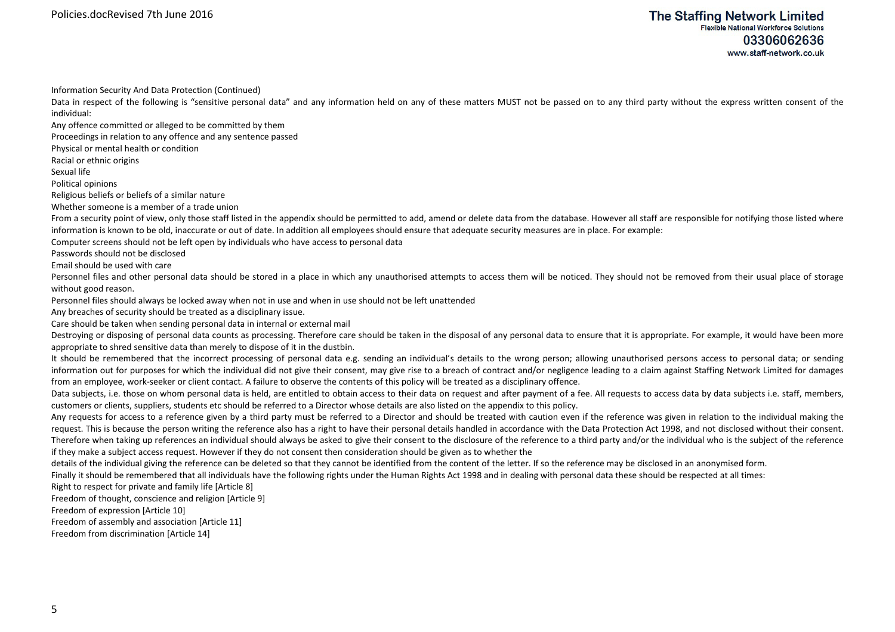Information Security And Data Protection (Continued)

Data in respect of the following is "sensitive personal data" and any information held on any of these matters MUST not be passed on to any third party without the express written consent of the individual:

Any offence committed or alleged to be committed by them
Proceedings in relation to any offence and any sentence passed
Physical or mental health or condition
Racial or ethnic origins
Sexual life
Political opinions
Religious beliefs or beliefs of a similar nature
Whether someone is a member of a trade union

From a security point of view, only those staff listed in the appendix should be permitted to add, amend or delete data from the database. However all staff are responsible for notifying those listed where information is known to be old, inaccurate or out of date. In addition all employees should ensure that adequate security measures are in place. For example:

Computer screens should not be left open by individuals who have access to personal data
Passwords should not be disclosed
Email should be used with care

Personnel files and other personal data should be stored in a place in which any unauthorised attempts to access them will be noticed. They should not be removed from their usual place of storage without good reason.

Personnel files should always be locked away when not in use and when in use should not be left unattended

Any breaches of security should be treated as a disciplinary issue.

Care should be taken when sending personal data in internal or external mail

Destroying or disposing of personal data counts as processing. Therefore care should be taken in the disposal of any personal data to ensure that it is appropriate. For example, it would have been more appropriate to shred sensitive data than merely to dispose of it in the dustbin.

It should be remembered that the incorrect processing of personal data e.g. sending an individual's details to the wrong person; allowing unauthorised persons access to personal data; or sending information out for purposes for which the individual did not give their consent, may give rise to a breach of contract and/or negligence leading to a claim against Staffing Network Limited for damages from an employee, work-seeker or client contact. A failure to observe the contents of this policy will be treated as a disciplinary offence.

Data subjects, i.e. those on whom personal data is held, are entitled to obtain access to their data on request and after payment of a fee. All requests to access data by data subjects i.e. staff, members, customers or clients, suppliers, students etc should be referred to a Director whose details are also listed on the appendix to this policy.

Any requests for access to a reference given by a third party must be referred to a Director and should be treated with caution even if the reference was given in relation to the individual making the request. This is because the person writing the reference also has a right to have their personal details handled in accordance with the Data Protection Act 1998, and not disclosed without their consent. Therefore when taking up references an individual should always be asked to give their consent to the disclosure of the reference to a third party and/or the individual who is the subject of the reference if they make a subject access request. However if they do not consent then consideration should be given as to whether the details of the individual giving the reference can be deleted so that they cannot be identified from the content of the letter. If so the reference may be disclosed in an anonymised form.

Finally it should be remembered that all individuals have the following rights under the Human Rights Act 1998 and in dealing with personal data these should be respected at all times:

Right to respect for private and family life [Article 8]
Freedom of thought, conscience and religion [Article 9]
Freedom of expression [Article 10]
Freedom of assembly and association [Article 11]
Freedom from discrimination [Article 14]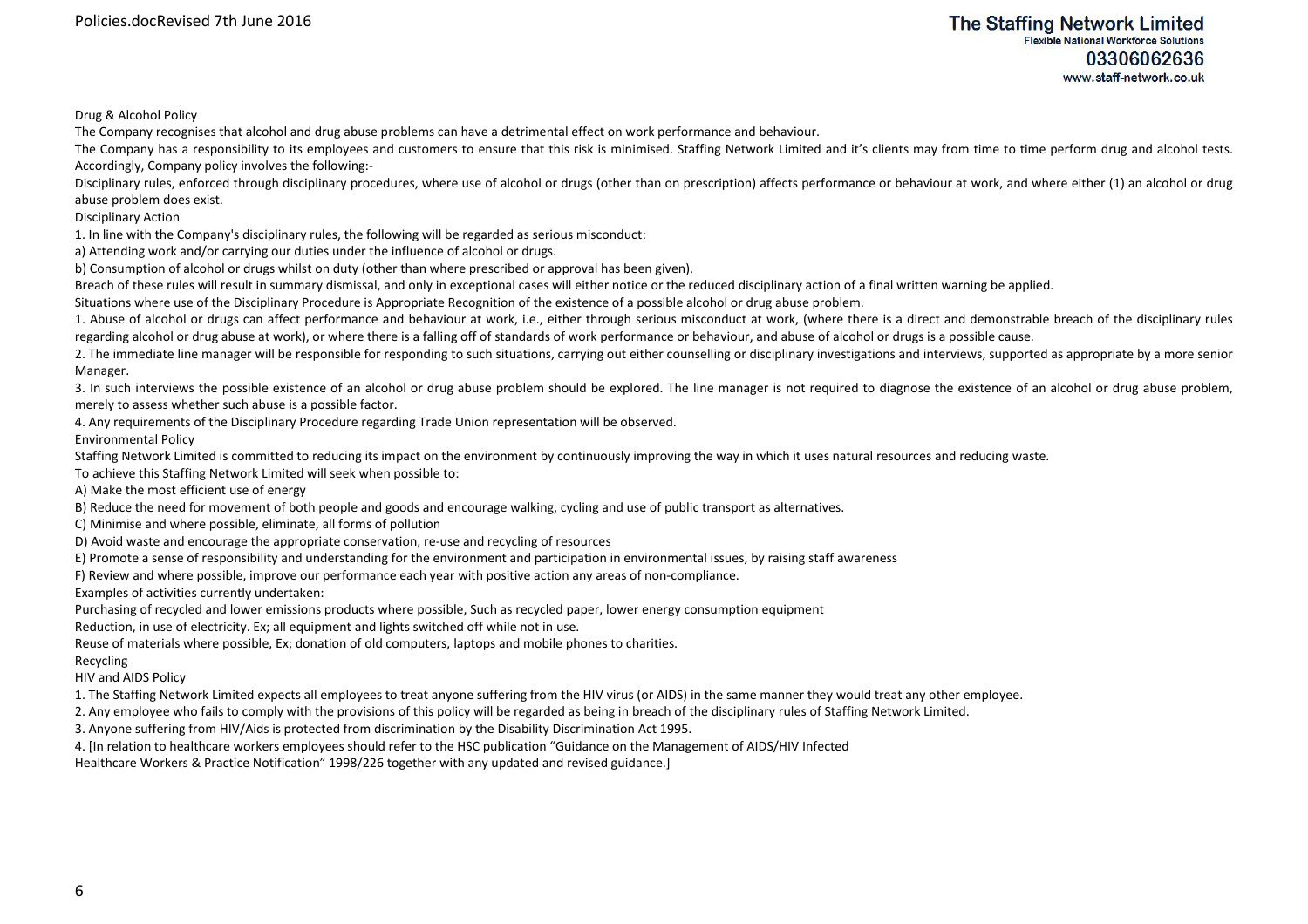## Drug & Alcohol Policy

The Company recognises that alcohol and drug abuse problems can have a detrimental effect on work performance and behaviour.

The Company has a responsibility to its employees and customers to ensure that this risk is minimised. Staffing Network Limited and it's clients may from time to time perform drug and alcohol tests. Accordingly, Company policy involves the following:-

Disciplinary rules, enforced through disciplinary procedures, where use of alcohol or drugs (other than on prescription) affects performance or behaviour at work, and where either (1) an alcohol or drug abuse problem does exist.

### Disciplinary Action

1. In line with the Company's disciplinary rules, the following will be regarded as serious misconduct:

a) Attending work and/or carrying our duties under the influence of alcohol or drugs.

b) Consumption of alcohol or drugs whilst on duty (other than where prescribed or approval has been given).

Breach of these rules will result in summary dismissal, and only in exceptional cases will either notice or the reduced disciplinary action of a final written warning be applied.

Situations where use of the Disciplinary Procedure is Appropriate Recognition of the existence of a possible alcohol or drug abuse problem.

1. Abuse of alcohol or drugs can affect performance and behaviour at work, i.e., either through serious misconduct at work, (where there is a direct and demonstrable breach of the disciplinary rules regarding alcohol or drug abuse at work), or where there is a falling off of standards of work performance or behaviour, and abuse of alcohol or drugs is a possible cause.
2. The immediate line manager will be responsible for responding to such situations, carrying out either counselling or disciplinary investigations and interviews, supported as appropriate by a more senior Manager.
3. In such interviews the possible existence of an alcohol or drug abuse problem should be explored. The line manager is not required to diagnose the existence of an alcohol or drug abuse problem, merely to assess whether such abuse is a possible factor.
4. Any requirements of the Disciplinary Procedure regarding Trade Union representation will be observed.

## Environmental Policy

Staffing Network Limited is committed to reducing its impact on the environment by continuously improving the way in which it uses natural resources and reducing waste.

To achieve this Staffing Network Limited will seek when possible to:

A) Make the most efficient use of energy

B) Reduce the need for movement of both people and goods and encourage walking, cycling and use of public transport as alternatives.

C) Minimise and where possible, eliminate, all forms of pollution

D) Avoid waste and encourage the appropriate conservation, re-use and recycling of resources

E) Promote a sense of responsibility and understanding for the environment and participation in environmental issues, by raising staff awareness

F) Review and where possible, improve our performance each year with positive action any areas of non-compliance.

Examples of activities currently undertaken:

Purchasing of recycled and lower emissions products where possible, Such as recycled paper, lower energy consumption equipment

Reduction, in use of electricity. Ex; all equipment and lights switched off while not in use.

Reuse of materials where possible, Ex; donation of old computers, laptops and mobile phones to charities.

Recycling

## HIV and AIDS Policy

1. The Staffing Network Limited expects all employees to treat anyone suffering from the HIV virus (or AIDS) in the same manner they would treat any other employee.
2. Any employee who fails to comply with the provisions of this policy will be regarded as being in breach of the disciplinary rules of Staffing Network Limited.
3. Anyone suffering from HIV/Aids is protected from discrimination by the Disability Discrimination Act 1995.
4. [In relation to healthcare workers employees should refer to the HSC publication "Guidance on the Management of AIDS/HIV Infected Healthcare Workers & Practice Notification" 1998/226 together with any updated and revised guidance.]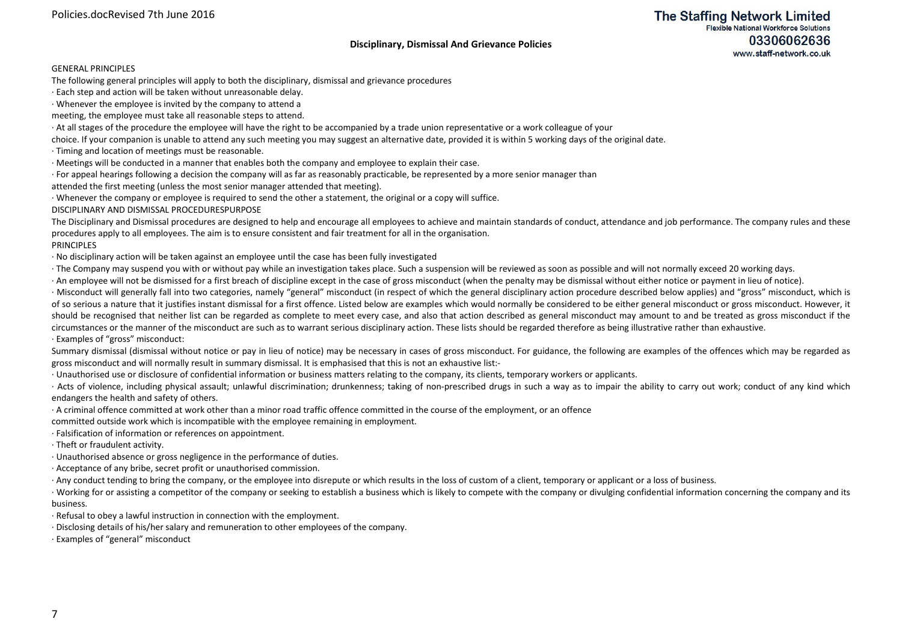## Disciplinary, Dismissal And Grievance Policies

GENERAL PRINCIPLES

The following general principles will apply to both the disciplinary, dismissal and grievance procedures

· Each step and action will be taken without unreasonable delay.

· Whenever the employee is invited by the company to attend a meeting, the employee must take all reasonable steps to attend.

· At all stages of the procedure the employee will have the right to be accompanied by a trade union representative or a work colleague of your choice. If your companion is unable to attend any such meeting you may suggest an alternative date, provided it is within 5 working days of the original date.

· Timing and location of meetings must be reasonable.

· Meetings will be conducted in a manner that enables both the company and employee to explain their case.

· For appeal hearings following a decision the company will as far as reasonably practicable, be represented by a more senior manager than attended the first meeting (unless the most senior manager attended that meeting).

· Whenever the company or employee is required to send the other a statement, the original or a copy will suffice.

DISCIPLINARY AND DISMISSAL PROCEDURESPURPOSE

The Disciplinary and Dismissal procedures are designed to help and encourage all employees to achieve and maintain standards of conduct, attendance and job performance. The company rules and these procedures apply to all employees. The aim is to ensure consistent and fair treatment for all in the organisation.

PRINCIPLES

· No disciplinary action will be taken against an employee until the case has been fully investigated

· The Company may suspend you with or without pay while an investigation takes place. Such a suspension will be reviewed as soon as possible and will not normally exceed 20 working days.

· An employee will not be dismissed for a first breach of discipline except in the case of gross misconduct (when the penalty may be dismissal without either notice or payment in lieu of notice).

· Misconduct will generally fall into two categories, namely "general" misconduct (in respect of which the general disciplinary action procedure described below applies) and "gross" misconduct, which is of so serious a nature that it justifies instant dismissal for a first offence. Listed below are examples which would normally be considered to be either general misconduct or gross misconduct. However, it should be recognised that neither list can be regarded as complete to meet every case, and also that action described as general misconduct may amount to and be treated as gross misconduct if the circumstances or the manner of the misconduct are such as to warrant serious disciplinary action. These lists should be regarded therefore as being illustrative rather than exhaustive.

· Examples of "gross" misconduct:

Summary dismissal (dismissal without notice or pay in lieu of notice) may be necessary in cases of gross misconduct. For guidance, the following are examples of the offences which may be regarded as gross misconduct and will normally result in summary dismissal. It is emphasised that this is not an exhaustive list:-

· Unauthorised use or disclosure of confidential information or business matters relating to the company, its clients, temporary workers or applicants.

· Acts of violence, including physical assault; unlawful discrimination; drunkenness; taking of non-prescribed drugs in such a way as to impair the ability to carry out work; conduct of any kind which endangers the health and safety of others.

· A criminal offence committed at work other than a minor road traffic offence committed in the course of the employment, or an offence committed outside work which is incompatible with the employee remaining in employment.

· Falsification of information or references on appointment.

· Theft or fraudulent activity.

· Unauthorised absence or gross negligence in the performance of duties.

· Acceptance of any bribe, secret profit or unauthorised commission.

· Any conduct tending to bring the company, or the employee into disrepute or which results in the loss of custom of a client, temporary or applicant or a loss of business.

· Working for or assisting a competitor of the company or seeking to establish a business which is likely to compete with the company or divulging confidential information concerning the company and its business.

· Refusal to obey a lawful instruction in connection with the employment.

· Disclosing details of his/her salary and remuneration to other employees of the company.

· Examples of "general" misconduct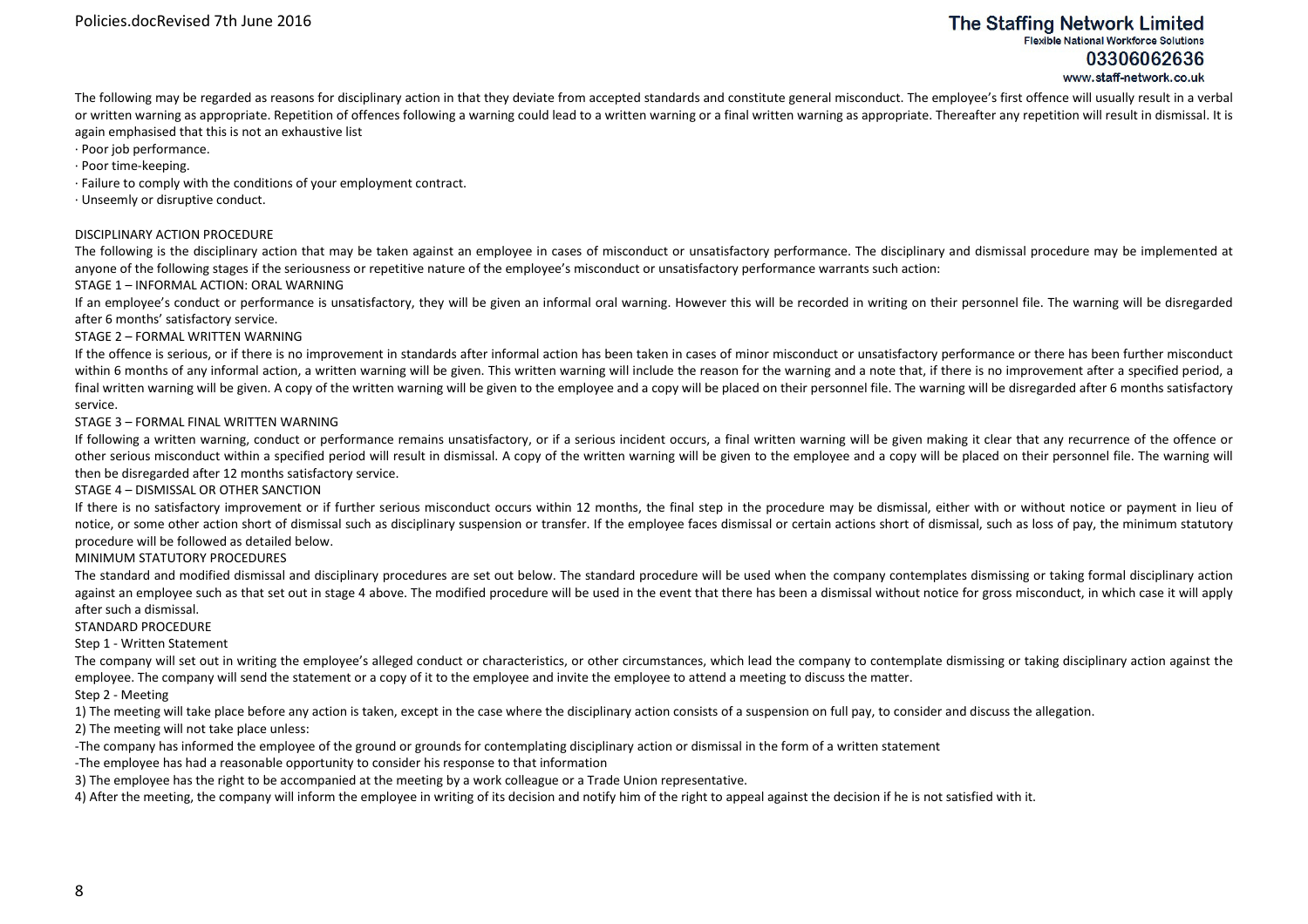The following may be regarded as reasons for disciplinary action in that they deviate from accepted standards and constitute general misconduct. The employee's first offence will usually result in a verbal or written warning as appropriate. Repetition of offences following a warning could lead to a written warning or a final written warning as appropriate. Thereafter any repetition will result in dismissal. It is again emphasised that this is not an exhaustive list

- Poor job performance.
- Poor time-keeping.
- Failure to comply with the conditions of your employment contract.
- Unseemly or disruptive conduct.

## DISCIPLINARY ACTION PROCEDURE

The following is the disciplinary action that may be taken against an employee in cases of misconduct or unsatisfactory performance. The disciplinary and dismissal procedure may be implemented at anyone of the following stages if the seriousness or repetitive nature of the employee's misconduct or unsatisfactory performance warrants such action:

### STAGE 1 – INFORMAL ACTION: ORAL WARNING

If an employee's conduct or performance is unsatisfactory, they will be given an informal oral warning. However this will be recorded in writing on their personnel file. The warning will be disregarded after 6 months' satisfactory service.

### STAGE 2 – FORMAL WRITTEN WARNING

If the offence is serious, or if there is no improvement in standards after informal action has been taken in cases of minor misconduct or unsatisfactory performance or there has been further misconduct within 6 months of any informal action, a written warning will be given. This written warning will include the reason for the warning and a note that, if there is no improvement after a specified period, a final written warning will be given. A copy of the written warning will be given to the employee and a copy will be placed on their personnel file. The warning will be disregarded after 6 months satisfactory service.

### STAGE 3 – FORMAL FINAL WRITTEN WARNING

If following a written warning, conduct or performance remains unsatisfactory, or if a serious incident occurs, a final written warning will be given making it clear that any recurrence of the offence or other serious misconduct within a specified period will result in dismissal. A copy of the written warning will be given to the employee and a copy will be placed on their personnel file. The warning will then be disregarded after 12 months satisfactory service.

### STAGE 4 – DISMISSAL OR OTHER SANCTION

If there is no satisfactory improvement or if further serious misconduct occurs within 12 months, the final step in the procedure may be dismissal, either with or without notice or payment in lieu of notice, or some other action short of dismissal such as disciplinary suspension or transfer. If the employee faces dismissal or certain actions short of dismissal, such as loss of pay, the minimum statutory procedure will be followed as detailed below.

## MINIMUM STATUTORY PROCEDURES

The standard and modified dismissal and disciplinary procedures are set out below. The standard procedure will be used when the company contemplates dismissing or taking formal disciplinary action against an employee such as that set out in stage 4 above. The modified procedure will be used in the event that there has been a dismissal without notice for gross misconduct, in which case it will apply after such a dismissal.

### STANDARD PROCEDURE

#### Step 1 - Written Statement

The company will set out in writing the employee's alleged conduct or characteristics, or other circumstances, which lead the company to contemplate dismissing or taking disciplinary action against the employee. The company will send the statement or a copy of it to the employee and invite the employee to attend a meeting to discuss the matter.

#### Step 2 - Meeting

1) The meeting will take place before any action is taken, except in the case where the disciplinary action consists of a suspension on full pay, to consider and discuss the allegation.

2) The meeting will not take place unless:

- The company has informed the employee of the ground or grounds for contemplating disciplinary action or dismissal in the form of a written statement
- The employee has had a reasonable opportunity to consider his response to that information

3) The employee has the right to be accompanied at the meeting by a work colleague or a Trade Union representative.

4) After the meeting, the company will inform the employee in writing of its decision and notify him of the right to appeal against the decision if he is not satisfied with it.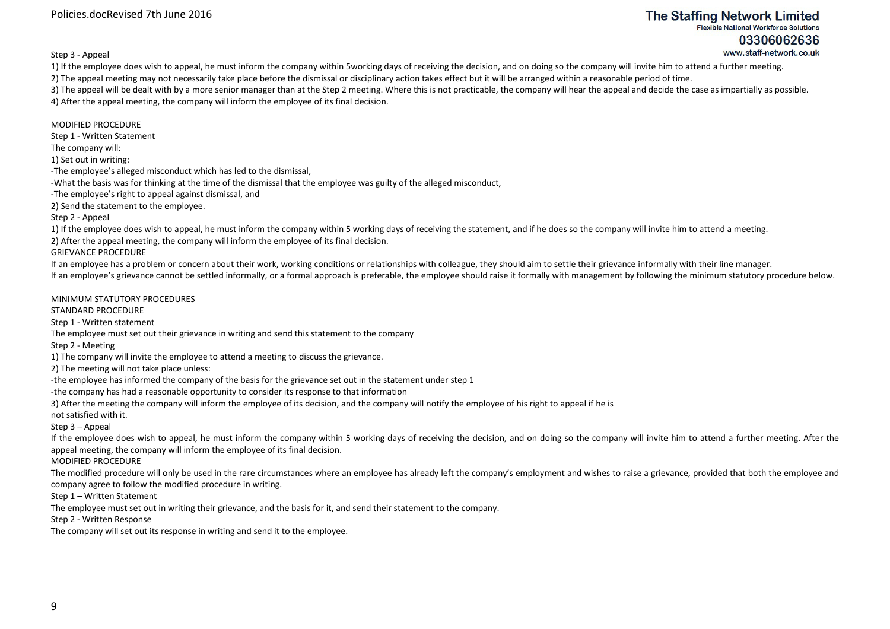Step 3 - Appeal

1) If the employee does wish to appeal, he must inform the company within 5working days of receiving the decision, and on doing so the company will invite him to attend a further meeting.
2) The appeal meeting may not necessarily take place before the dismissal or disciplinary action takes effect but it will be arranged within a reasonable period of time.
3) The appeal will be dealt with by a more senior manager than at the Step 2 meeting. Where this is not practicable, the company will hear the appeal and decide the case as impartially as possible.
4) After the appeal meeting, the company will inform the employee of its final decision.

MODIFIED PROCEDURE

Step 1 - Written Statement

The company will:

1) Set out in writing:

-The employee's alleged misconduct which has led to the dismissal,
-What the basis was for thinking at the time of the dismissal that the employee was guilty of the alleged misconduct,
-The employee's right to appeal against dismissal, and

2) Send the statement to the employee.

Step 2 - Appeal

1) If the employee does wish to appeal, he must inform the company within 5 working days of receiving the statement, and if he does so the company will invite him to attend a meeting.
2) After the appeal meeting, the company will inform the employee of its final decision.

GRIEVANCE PROCEDURE

If an employee has a problem or concern about their work, working conditions or relationships with colleague, they should aim to settle their grievance informally with their line manager.
If an employee's grievance cannot be settled informally, or a formal approach is preferable, the employee should raise it formally with management by following the minimum statutory procedure below.

MINIMUM STATUTORY PROCEDURES

STANDARD PROCEDURE

Step 1 - Written statement

The employee must set out their grievance in writing and send this statement to the company

Step 2 - Meeting

1) The company will invite the employee to attend a meeting to discuss the grievance.
2) The meeting will not take place unless:

-the employee has informed the company of the basis for the grievance set out in the statement under step 1
-the company has had a reasonable opportunity to consider its response to that information

3) After the meeting the company will inform the employee of its decision, and the company will notify the employee of his right to appeal if he is not satisfied with it.

Step 3 – Appeal

If the employee does wish to appeal, he must inform the company within 5 working days of receiving the decision, and on doing so the company will invite him to attend a further meeting. After the appeal meeting, the company will inform the employee of its final decision.

MODIFIED PROCEDURE

The modified procedure will only be used in the rare circumstances where an employee has already left the company's employment and wishes to raise a grievance, provided that both the employee and company agree to follow the modified procedure in writing.

Step 1 – Written Statement

The employee must set out in writing their grievance, and the basis for it, and send their statement to the company.

Step 2 - Written Response

The company will set out its response in writing and send it to the employee.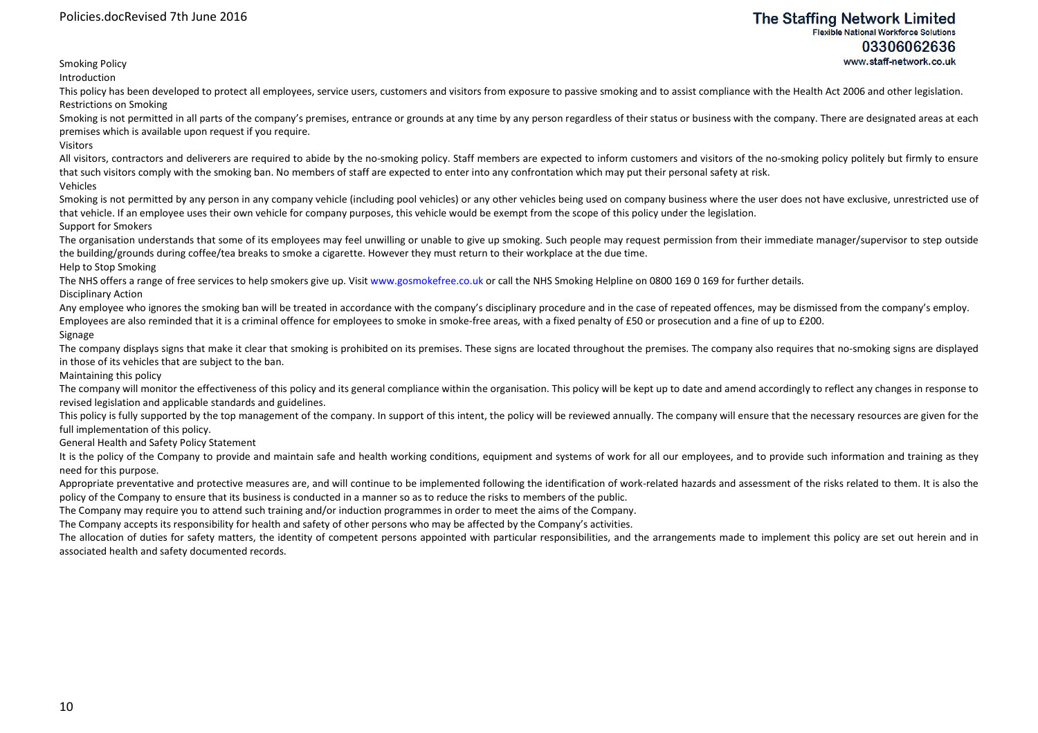## Smoking Policy

### Introduction

This policy has been developed to protect all employees, service users, customers and visitors from exposure to passive smoking and to assist compliance with the Health Act 2006 and other legislation.

### Restrictions on Smoking

Smoking is not permitted in all parts of the company's premises, entrance or grounds at any time by any person regardless of their status or business with the company. There are designated areas at each premises which is available upon request if you require.

### Visitors

All visitors, contractors and deliverers are required to abide by the no-smoking policy. Staff members are expected to inform customers and visitors of the no-smoking policy politely but firmly to ensure that such visitors comply with the smoking ban. No members of staff are expected to enter into any confrontation which may put their personal safety at risk.

### Vehicles

Smoking is not permitted by any person in any company vehicle (including pool vehicles) or any other vehicles being used on company business where the user does not have exclusive, unrestricted use of that vehicle. If an employee uses their own vehicle for company purposes, this vehicle would be exempt from the scope of this policy under the legislation.

### Support for Smokers

The organisation understands that some of its employees may feel unwilling or unable to give up smoking. Such people may request permission from their immediate manager/supervisor to step outside the building/grounds during coffee/tea breaks to smoke a cigarette. However they must return to their workplace at the due time.

### Help to Stop Smoking

The NHS offers a range of free services to help smokers give up. Visit www.gosmokefree.co.uk or call the NHS Smoking Helpline on 0800 169 0 169 for further details.

### Disciplinary Action

Any employee who ignores the smoking ban will be treated in accordance with the company's disciplinary procedure and in the case of repeated offences, may be dismissed from the company's employ.

Employees are also reminded that it is a criminal offence for employees to smoke in smoke-free areas, with a fixed penalty of £50 or prosecution and a fine of up to £200.

### Signage

The company displays signs that make it clear that smoking is prohibited on its premises. These signs are located throughout the premises. The company also requires that no-smoking signs are displayed in those of its vehicles that are subject to the ban.

### Maintaining this policy

The company will monitor the effectiveness of this policy and its general compliance within the organisation. This policy will be kept up to date and amend accordingly to reflect any changes in response to revised legislation and applicable standards and guidelines.

This policy is fully supported by the top management of the company. In support of this intent, the policy will be reviewed annually. The company will ensure that the necessary resources are given for the full implementation of this policy.

## General Health and Safety Policy Statement

It is the policy of the Company to provide and maintain safe and health working conditions, equipment and systems of work for all our employees, and to provide such information and training as they need for this purpose.

Appropriate preventative and protective measures are, and will continue to be implemented following the identification of work-related hazards and assessment of the risks related to them. It is also the policy of the Company to ensure that its business is conducted in a manner so as to reduce the risks to members of the public.

The Company may require you to attend such training and/or induction programmes in order to meet the aims of the Company.

The Company accepts its responsibility for health and safety of other persons who may be affected by the Company's activities.

The allocation of duties for safety matters, the identity of competent persons appointed with particular responsibilities, and the arrangements made to implement this policy are set out herein and in associated health and safety documented records.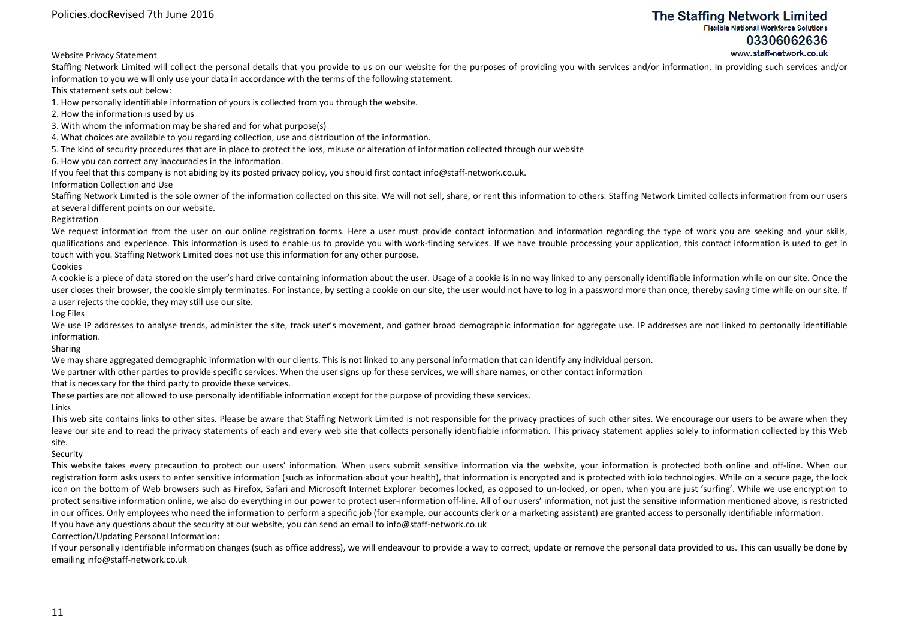## Website Privacy Statement

Staffing Network Limited will collect the personal details that you provide to us on our website for the purposes of providing you with services and/or information. In providing such services and/or information to you we will only use your data in accordance with the terms of the following statement.

This statement sets out below:

1. How personally identifiable information of yours is collected from you through the website.
2. How the information is used by us
3. With whom the information may be shared and for what purpose(s)
4. What choices are available to you regarding collection, use and distribution of the information.
5. The kind of security procedures that are in place to protect the loss, misuse or alteration of information collected through our website
6. How you can correct any inaccuracies in the information.

If you feel that this company is not abiding by its posted privacy policy, you should first contact info@staff-network.co.uk.

### Information Collection and Use

Staffing Network Limited is the sole owner of the information collected on this site. We will not sell, share, or rent this information to others. Staffing Network Limited collects information from our users at several different points on our website.

### Registration

We request information from the user on our online registration forms. Here a user must provide contact information and information regarding the type of work you are seeking and your skills, qualifications and experience. This information is used to enable us to provide you with work-finding services. If we have trouble processing your application, this contact information is used to get in touch with you. Staffing Network Limited does not use this information for any other purpose.

### Cookies

A cookie is a piece of data stored on the user's hard drive containing information about the user. Usage of a cookie is in no way linked to any personally identifiable information while on our site. Once the user closes their browser, the cookie simply terminates. For instance, by setting a cookie on our site, the user would not have to log in a password more than once, thereby saving time while on our site. If a user rejects the cookie, they may still use our site.

### Log Files

We use IP addresses to analyse trends, administer the site, track user's movement, and gather broad demographic information for aggregate use. IP addresses are not linked to personally identifiable information.

### Sharing

We may share aggregated demographic information with our clients. This is not linked to any personal information that can identify any individual person.

We partner with other parties to provide specific services. When the user signs up for these services, we will share names, or other contact information that is necessary for the third party to provide these services.

These parties are not allowed to use personally identifiable information except for the purpose of providing these services.

### Links

This web site contains links to other sites. Please be aware that Staffing Network Limited is not responsible for the privacy practices of such other sites. We encourage our users to be aware when they leave our site and to read the privacy statements of each and every web site that collects personally identifiable information. This privacy statement applies solely to information collected by this Web site.

### Security

This website takes every precaution to protect our users' information. When users submit sensitive information via the website, your information is protected both online and off-line. When our registration form asks users to enter sensitive information (such as information about your health), that information is encrypted and is protected with iolo technologies. While on a secure page, the lock icon on the bottom of Web browsers such as Firefox, Safari and Microsoft Internet Explorer becomes locked, as opposed to un-locked, or open, when you are just 'surfing'. While we use encryption to protect sensitive information online, we also do everything in our power to protect user-information off-line. All of our users' information, not just the sensitive information mentioned above, is restricted in our offices. Only employees who need the information to perform a specific job (for example, our accounts clerk or a marketing assistant) are granted access to personally identifiable information.

If you have any questions about the security at our website, you can send an email to info@staff-network.co.uk

### Correction/Updating Personal Information:

If your personally identifiable information changes (such as office address), we will endeavour to provide a way to correct, update or remove the personal data provided to us. This can usually be done by emailing info@staff-network.co.uk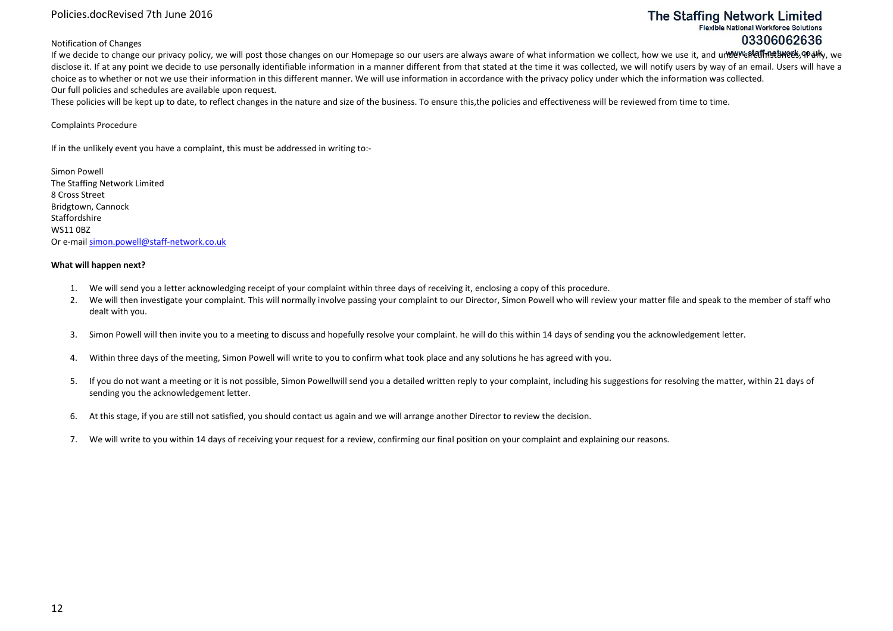Notification of Changes

If we decide to change our privacy policy, we will post those changes on our Homepage so our users are always aware of what information we collect, how we use it, and under circumstances, if any, we disclose it. If at any point we decide to use personally identifiable information in a manner different from that stated at the time it was collected, we will notify users by way of an email. Users will have a choice as to whether or not we use their information in this different manner. We will use information in accordance with the privacy policy under which the information was collected.

Our full policies and schedules are available upon request.

These policies will be kept up to date, to reflect changes in the nature and size of the business. To ensure this,the policies and effectiveness will be reviewed from time to time.

Complaints Procedure

If in the unlikely event you have a complaint, this must be addressed in writing to:-

Simon Powell
The Staffing Network Limited
8 Cross Street
Bridgtown, Cannock
Staffordshire
WS11 0BZ
Or e-mail simon.powell@staff-network.co.uk

**What will happen next?**

1. We will send you a letter acknowledging receipt of your complaint within three days of receiving it, enclosing a copy of this procedure.
2. We will then investigate your complaint. This will normally involve passing your complaint to our Director, Simon Powell who will review your matter file and speak to the member of staff who dealt with you.
3. Simon Powell will then invite you to a meeting to discuss and hopefully resolve your complaint. he will do this within 14 days of sending you the acknowledgement letter.
4. Within three days of the meeting, Simon Powell will write to you to confirm what took place and any solutions he has agreed with you.
5. If you do not want a meeting or it is not possible, Simon Powellwill send you a detailed written reply to your complaint, including his suggestions for resolving the matter, within 21 days of sending you the acknowledgement letter.
6. At this stage, if you are still not satisfied, you should contact us again and we will arrange another Director to review the decision.
7. We will write to you within 14 days of receiving your request for a review, confirming our final position on your complaint and explaining our reasons.